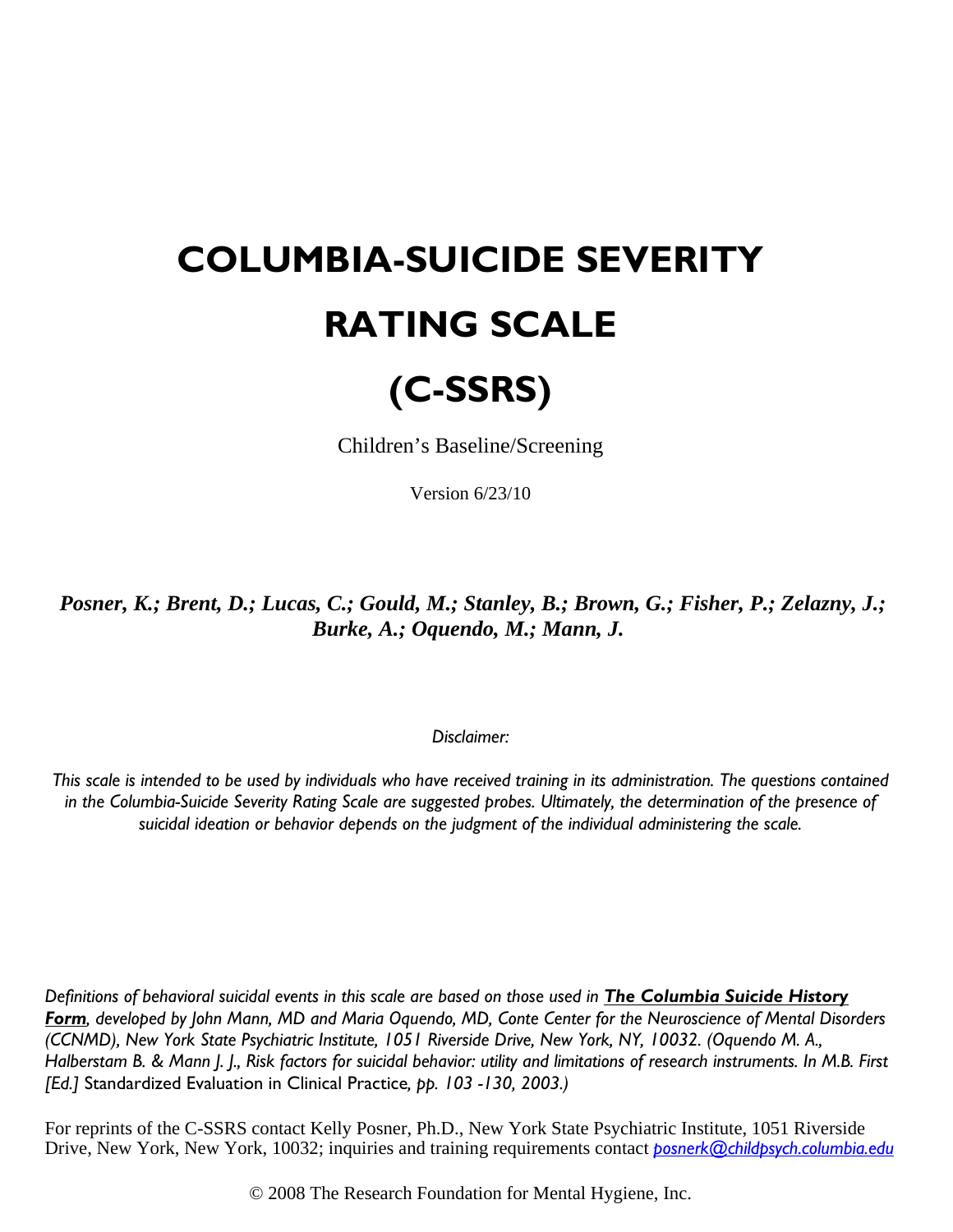# COLUMBIA-SUICIDE SEVERITY RATING SCALE (C-SSRS)

Children's Baseline/Screening

Version 6/23/10

***Posner, K.; Brent, D.; Lucas, C.; Gould, M.; Stanley, B.; Brown, G.; Fisher, P.; Zelazny, J.; Burke, A.; Oquendo, M.; Mann, J.***

*Disclaimer:*

*This scale is intended to be used by individuals who have received training in its administration. The questions contained in the Columbia-Suicide Severity Rating Scale are suggested probes. Ultimately, the determination of the presence of suicidal ideation or behavior depends on the judgment of the individual administering the scale.*

*Definitions of behavioral suicidal events in this scale are based on those used in* ***The Columbia Suicide History Form****, developed by John Mann, MD and Maria Oquendo, MD, Conte Center for the Neuroscience of Mental Disorders (CCNMD), New York State Psychiatric Institute, 1051 Riverside Drive, New York, NY, 10032. (Oquendo M. A., Halberstam B. & Mann J. J., Risk factors for suicidal behavior: utility and limitations of research instruments. In M.B. First [Ed.]* Standardized Evaluation in Clinical Practice*, pp. 103 -130, 2003.)*

For reprints of the C-SSRS contact Kelly Posner, Ph.D., New York State Psychiatric Institute, 1051 Riverside Drive, New York, New York, 10032; inquiries and training requirements contact *posnerk@childpsych.columbia.edu*

© 2008 The Research Foundation for Mental Hygiene, Inc.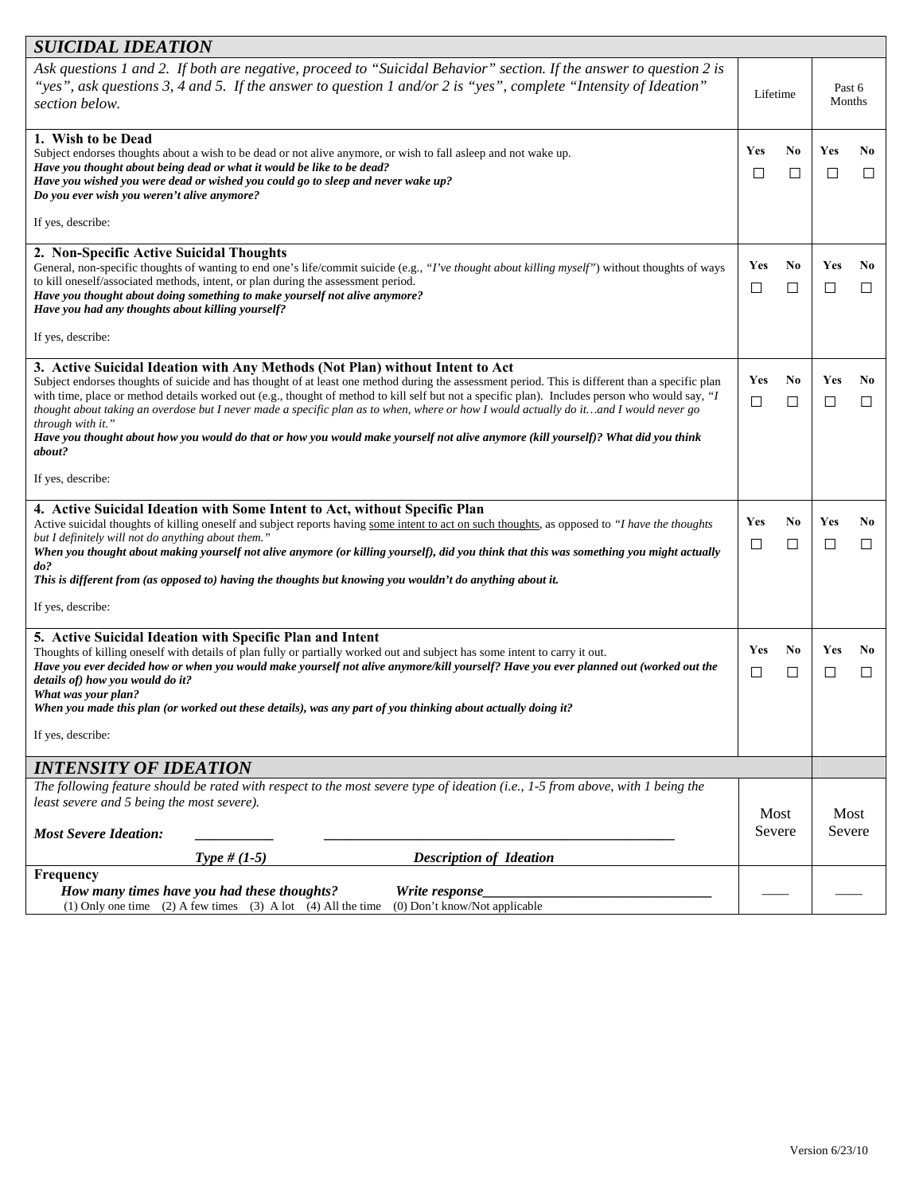| SUICIDAL IDEATION | | | | |
|---|---|---|---|---|
| *Ask questions 1 and 2. If both are negative, proceed to "Suicidal Behavior" section. If the answer to question 2 is "yes", ask questions 3, 4 and 5. If the answer to question 1 and/or 2 is "yes", complete "Intensity of Ideation" section below.* | Lifetime | | Past 6 Months | |
| **1. Wish to be Dead**<br>Subject endorses thoughts about a wish to be dead or not alive anymore, or wish to fall asleep and not wake up.<br>***Have you thought about being dead or what it would be like to be dead?***<br>***Have you wished you were dead or wished you could go to sleep and never wake up?***<br>***Do you ever wish you weren't alive anymore?***<br><br>If yes, describe: | **Yes** ☐ | **No** ☐ | **Yes** ☐ | **No** ☐ |
| **2. Non-Specific Active Suicidal Thoughts**<br>General, non-specific thoughts of wanting to end one's life/commit suicide (e.g., *"I've thought about killing myself"*) without thoughts of ways to kill oneself/associated methods, intent, or plan during the assessment period.<br>***Have you thought about doing something to make yourself not alive anymore?***<br>***Have you had any thoughts about killing yourself?***<br><br>If yes, describe: | **Yes** ☐ | **No** ☐ | **Yes** ☐ | **No** ☐ |
| **3. Active Suicidal Ideation with Any Methods (Not Plan) without Intent to Act**<br>Subject endorses thoughts of suicide and has thought of at least one method during the assessment period. This is different than a specific plan with time, place or method details worked out (e.g., thought of method to kill self but not a specific plan). Includes person who would say, *"I thought about taking an overdose but I never made a specific plan as to when, where or how I would actually do it…and I would never go through with it."*<br>***Have you thought about how you would do that or how you would make yourself not alive anymore (kill yourself)? What did you think about?***<br><br>If yes, describe: | **Yes** ☐ | **No** ☐ | **Yes** ☐ | **No** ☐ |
| **4. Active Suicidal Ideation with Some Intent to Act, without Specific Plan**<br>Active suicidal thoughts of killing oneself and subject reports having <u>some intent to act on such thoughts</u>, as opposed to *"I have the thoughts but I definitely will not do anything about them."*<br>***When you thought about making yourself not alive anymore (or killing yourself), did you think that this was something you might actually do?***<br>***This is different from (as opposed to) having the thoughts but knowing you wouldn't do anything about it.***<br><br>If yes, describe: | **Yes** ☐ | **No** ☐ | **Yes** ☐ | **No** ☐ |
| **5. Active Suicidal Ideation with Specific Plan and Intent**<br>Thoughts of killing oneself with details of plan fully or partially worked out and subject has some intent to carry it out.<br>***Have you ever decided how or when you would make yourself not alive anymore/kill yourself? Have you ever planned out (worked out the details of) how you would do it?***<br>***What was your plan?***<br>***When you made this plan (or worked out these details), was any part of you thinking about actually doing it?***<br><br>If yes, describe: | **Yes** ☐ | **No** ☐ | **Yes** ☐ | **No** ☐ |

| INTENSITY OF IDEATION | | |
|---|---|---|
| *The following feature should be rated with respect to the most severe type of ideation (i.e., 1-5 from above, with 1 being the least severe and 5 being the most severe).*<br><br>***Most Severe Ideation:*** \_\_\_\_\_\_\_\_\_\_ \_\_\_\_\_\_\_\_\_\_\_\_\_\_\_\_\_\_\_\_\_\_\_\_\_\_\_\_\_\_\_\_\_\_\_\_\_\_\_\_<br>***Type # (1-5)*** ***Description of Ideation*** | Most Severe | Most Severe |
| **Frequency**<br>***How many times have you had these thoughts?*** ***Write response***\_\_\_\_\_\_\_\_\_\_\_\_\_\_\_\_\_\_\_\_\_\_\_\_\_\_\_\_\_\_<br>(1) Only one time (2) A few times (3) A lot (4) All the time (0) Don't know/Not applicable | \_\_\_\_ | \_\_\_\_ |

Version 6/23/10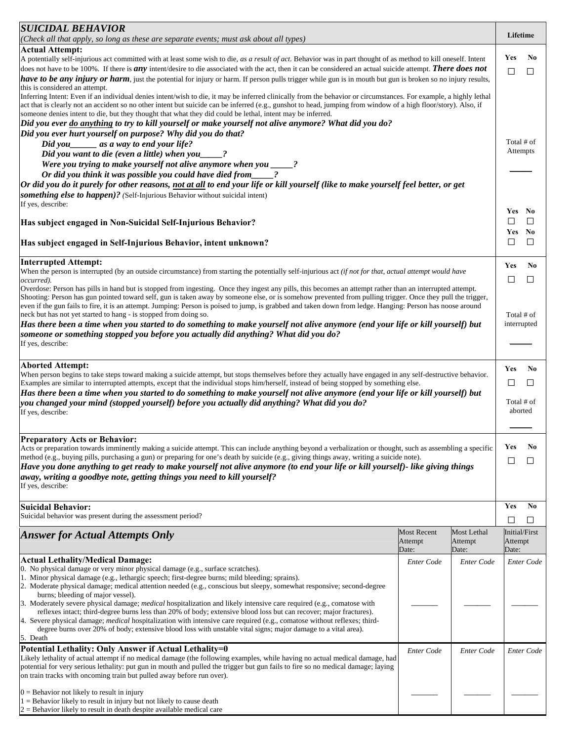| ***SUICIDAL BEHAVIOR*** *(Check all that apply, so long as these are separate events; must ask about all types)* | | | **Lifetime** |
|---|---|---|---|
| **Actual Attempt:** A potentially self-injurious act committed with at least some wish to die, *as a result of act.* Behavior was in part thought of as method to kill oneself. Intent does not have to be 100%. If there is ***any*** intent/desire to die associated with the act, then it can be considered an actual suicide attempt. ***There does not have to be any injury or harm***, just the potential for injury or harm. If person pulls trigger while gun is in mouth but gun is broken so no injury results, this is considered an attempt. Inferring Intent: Even if an individual denies intent/wish to die, it may be inferred clinically from the behavior or circumstances. For example, a highly lethal act that is clearly not an accident so no other intent but suicide can be inferred (e.g., gunshot to head, jumping from window of a high floor/story). Also, if someone denies intent to die, but they thought that what they did could be lethal, intent may be inferred. ***Did you ever do anything to try to kill yourself or make yourself not alive anymore? What did you do? Did you ever hurt yourself on purpose? Why did you do that? Did you\_\_\_\_\_\_ as a way to end your life? Did you want to die (even a little) when you\_\_\_\_\_? Were you trying to make yourself not alive anymore when you \_\_\_\_\_? Or did you think it was possible you could have died from\_\_\_\_\_? Or did you do it purely for other reasons, not at all to end your life or kill yourself (like to make yourself feel better, or get something else to happen)?*** (Self-Injurious Behavior without suicidal intent) If yes, describe: | | | **Yes** ☐ **No** ☐ Total # of Attempts \_\_\_\_\_ |
| **Has subject engaged in Non-Suicidal Self-Injurious Behavior?** | | | **Yes** ☐ **No** ☐ |
| **Has subject engaged in Self-Injurious Behavior, intent unknown?** | | | **Yes** ☐ **No** ☐ |
| **Interrupted Attempt:** When the person is interrupted (by an outside circumstance) from starting the potentially self-injurious act *(if not for that, actual attempt would have occurred).* Overdose: Person has pills in hand but is stopped from ingesting. Once they ingest any pills, this becomes an attempt rather than an interrupted attempt. Shooting: Person has gun pointed toward self, gun is taken away by someone else, or is somehow prevented from pulling trigger. Once they pull the trigger, even if the gun fails to fire, it is an attempt. Jumping: Person is poised to jump, is grabbed and taken down from ledge. Hanging: Person has noose around neck but has not yet started to hang - is stopped from doing so. ***Has there been a time when you started to do something to make yourself not alive anymore (end your life or kill yourself) but someone or something stopped you before you actually did anything? What did you do?*** If yes, describe: | | | **Yes** ☐ **No** ☐ Total # of interrupted \_\_\_\_\_ |
| **Aborted Attempt:** When person begins to take steps toward making a suicide attempt, but stops themselves before they actually have engaged in any self-destructive behavior. Examples are similar to interrupted attempts, except that the individual stops him/herself, instead of being stopped by something else. ***Has there been a time when you started to do something to make yourself not alive anymore (end your life or kill yourself) but you changed your mind (stopped yourself) before you actually did anything? What did you do?*** If yes, describe: | | | **Yes** ☐ **No** ☐ Total # of aborted \_\_\_\_\_ |
| **Preparatory Acts or Behavior:** Acts or preparation towards imminently making a suicide attempt. This can include anything beyond a verbalization or thought, such as assembling a specific method (e.g., buying pills, purchasing a gun) or preparing for one's death by suicide (e.g., giving things away, writing a suicide note). ***Have you done anything to get ready to make yourself not alive anymore (to end your life or kill yourself)- like giving things away, writing a goodbye note, getting things you need to kill yourself?*** If yes, describe: | | | **Yes** ☐ **No** ☐ |
| **Suicidal Behavior:** Suicidal behavior was present during the assessment period? | | | **Yes** ☐ **No** ☐ |
| ***Answer for Actual Attempts Only*** | Most Recent Attempt Date: | Most Lethal Attempt Date: | Initial/First Attempt Date: |
| **Actual Lethality/Medical Damage:** 0. No physical damage or very minor physical damage (e.g., surface scratches). 1. Minor physical damage (e.g., lethargic speech; first-degree burns; mild bleeding; sprains). 2. Moderate physical damage; medical attention needed (e.g., conscious but sleepy, somewhat responsive; second-degree burns; bleeding of major vessel). 3. Moderately severe physical damage; *medical* hospitalization and likely intensive care required (e.g., comatose with reflexes intact; third-degree burns less than 20% of body; extensive blood loss but can recover; major fractures). 4. Severe physical damage; *medical* hospitalization with intensive care required (e.g., comatose without reflexes; third-degree burns over 20% of body; extensive blood loss with unstable vital signs; major damage to a vital area). 5. Death | *Enter Code* \_\_\_\_\_\_ | *Enter Code* \_\_\_\_\_\_ | *Enter Code* \_\_\_\_\_\_ |
| **Potential Lethality: Only Answer if Actual Lethality=0** Likely lethality of actual attempt if no medical damage (the following examples, while having no actual medical damage, had potential for very serious lethality: put gun in mouth and pulled the trigger but gun fails to fire so no medical damage; laying on train tracks with oncoming train but pulled away before run over). 0 = Behavior not likely to result in injury 1 = Behavior likely to result in injury but not likely to cause death 2 = Behavior likely to result in death despite available medical care | *Enter Code* \_\_\_\_\_\_ | *Enter Code* \_\_\_\_\_\_ | *Enter Code* \_\_\_\_\_\_ |